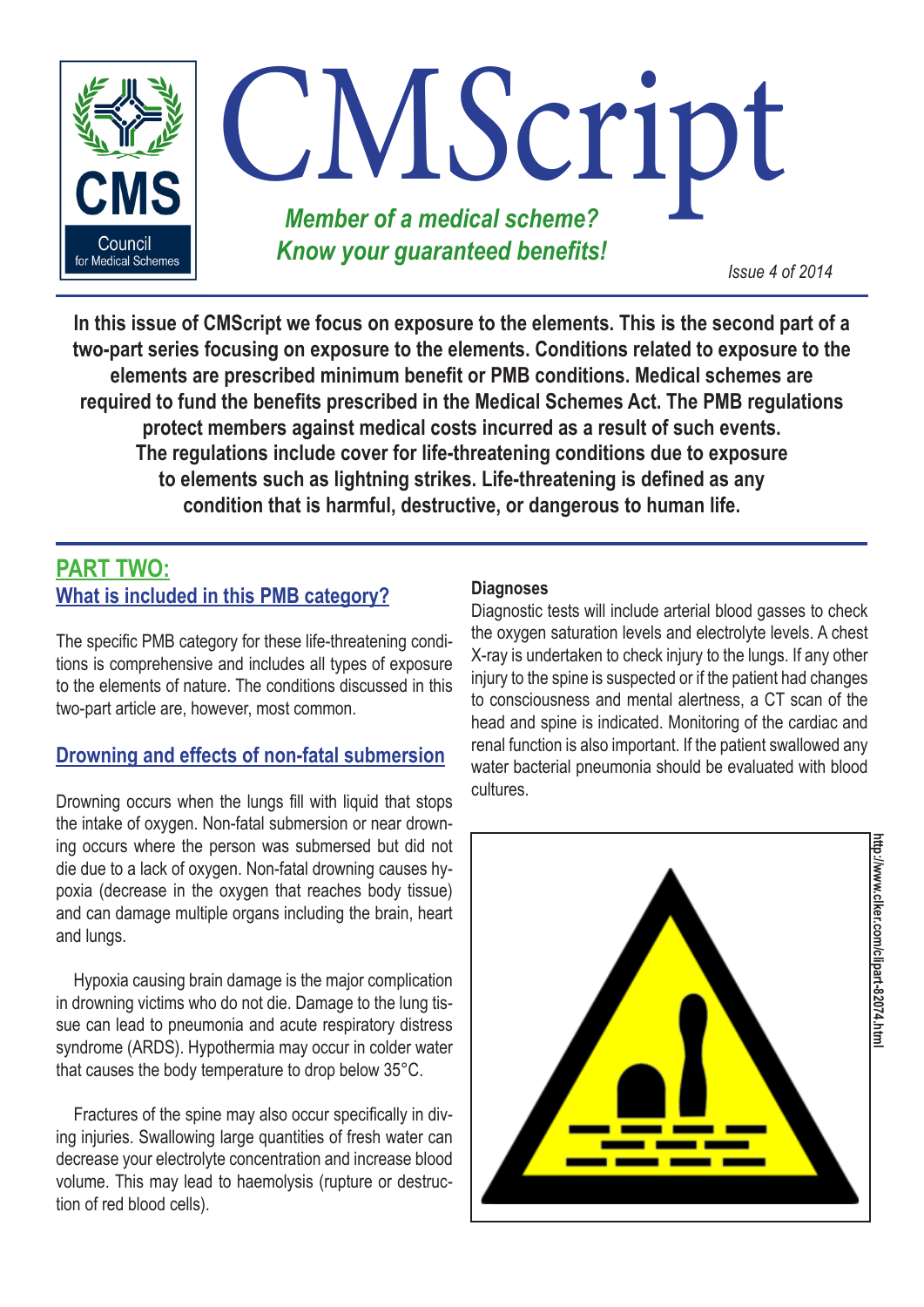# CMScript

***Member of a medical scheme? Know your guaranteed benefits!***

*Issue 4 of 2014*

**In this issue of CMScript we focus on exposure to the elements. This is the second part of a two-part series focusing on exposure to the elements. Conditions related to exposure to the elements are prescribed minimum benefit or PMB conditions. Medical schemes are required to fund the benefits prescribed in the Medical Schemes Act. The PMB regulations protect members against medical costs incurred as a result of such events. The regulations include cover for life-threatening conditions due to exposure to elements such as lightning strikes. Life-threatening is defined as any condition that is harmful, destructive, or dangerous to human life.**

## PART TWO:

### What is included in this PMB category?

The specific PMB category for these life-threatening conditions is comprehensive and includes all types of exposure to the elements of nature. The conditions discussed in this two-part article are, however, most common.

### Drowning and effects of non-fatal submersion

Drowning occurs when the lungs fill with liquid that stops the intake of oxygen. Non-fatal submersion or near drowning occurs where the person was submersed but did not die due to a lack of oxygen. Non-fatal drowning causes hypoxia (decrease in the oxygen that reaches body tissue) and can damage multiple organs including the brain, heart and lungs.

Hypoxia causing brain damage is the major complication in drowning victims who do not die. Damage to the lung tissue can lead to pneumonia and acute respiratory distress syndrome (ARDS). Hypothermia may occur in colder water that causes the body temperature to drop below 35°C.

Fractures of the spine may also occur specifically in diving injuries. Swallowing large quantities of fresh water can decrease your electrolyte concentration and increase blood volume. This may lead to haemolysis (rupture or destruction of red blood cells).

**Diagnoses**

Diagnostic tests will include arterial blood gasses to check the oxygen saturation levels and electrolyte levels. A chest X-ray is undertaken to check injury to the lungs. If any other injury to the spine is suspected or if the patient had changes to consciousness and mental alertness, a CT scan of the head and spine is indicated. Monitoring of the cardiac and renal function is also important. If the patient swallowed any water bacterial pneumonia should be evaluated with blood cultures.

http://www.clker.com/clipart-82074.html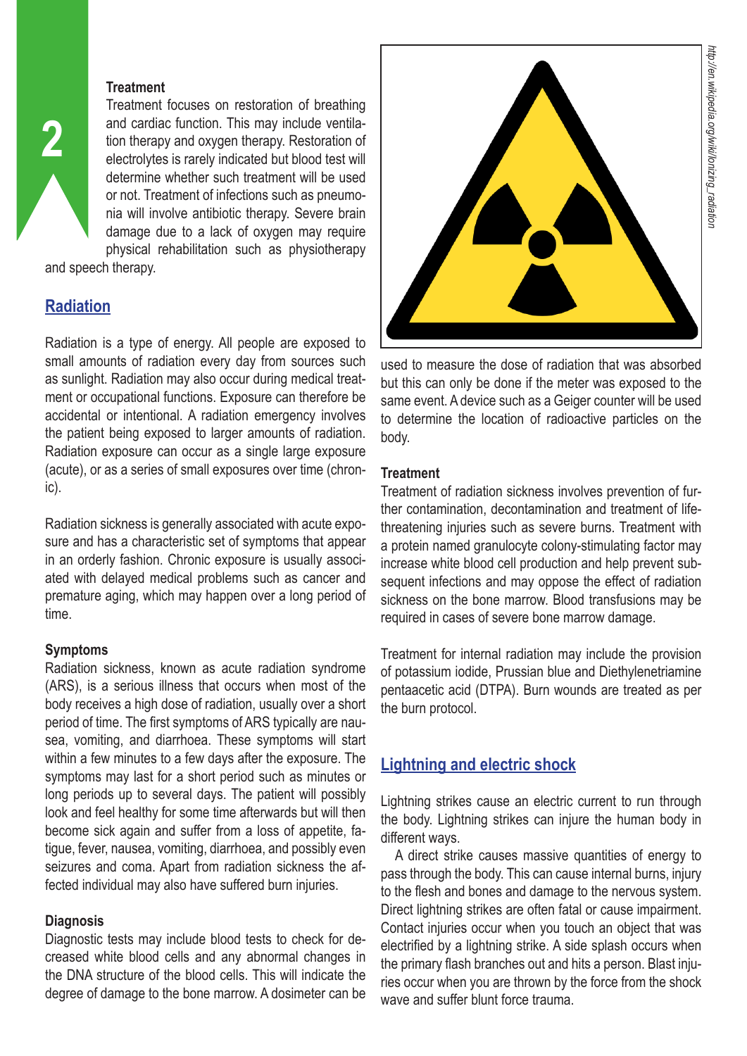### Treatment

Treatment focuses on restoration of breathing and cardiac function. This may include ventilation therapy and oxygen therapy. Restoration of electrolytes is rarely indicated but blood test will determine whether such treatment will be used or not. Treatment of infections such as pneumonia will involve antibiotic therapy. Severe brain damage due to a lack of oxygen may require physical rehabilitation such as physiotherapy and speech therapy.

## Radiation

Radiation is a type of energy. All people are exposed to small amounts of radiation every day from sources such as sunlight. Radiation may also occur during medical treatment or occupational functions. Exposure can therefore be accidental or intentional. A radiation emergency involves the patient being exposed to larger amounts of radiation. Radiation exposure can occur as a single large exposure (acute), or as a series of small exposures over time (chronic).

Radiation sickness is generally associated with acute exposure and has a characteristic set of symptoms that appear in an orderly fashion. Chronic exposure is usually associated with delayed medical problems such as cancer and premature aging, which may happen over a long period of time.

### Symptoms

Radiation sickness, known as acute radiation syndrome (ARS), is a serious illness that occurs when most of the body receives a high dose of radiation, usually over a short period of time. The first symptoms of ARS typically are nausea, vomiting, and diarrhoea. These symptoms will start within a few minutes to a few days after the exposure. The symptoms may last for a short period such as minutes or long periods up to several days. The patient will possibly look and feel healthy for some time afterwards but will then become sick again and suffer from a loss of appetite, fatigue, fever, nausea, vomiting, diarrhoea, and possibly even seizures and coma. Apart from radiation sickness the affected individual may also have suffered burn injuries.

### Diagnosis

Diagnostic tests may include blood tests to check for decreased white blood cells and any abnormal changes in the DNA structure of the blood cells. This will indicate the degree of damage to the bone marrow. A dosimeter can be used to measure the dose of radiation that was absorbed but this can only be done if the meter was exposed to the same event. A device such as a Geiger counter will be used to determine the location of radioactive particles on the body.

*http://en.wikipedia.org/wiki/Ionizing_radiation*

### Treatment

Treatment of radiation sickness involves prevention of further contamination, decontamination and treatment of life-threatening injuries such as severe burns. Treatment with a protein named granulocyte colony-stimulating factor may increase white blood cell production and help prevent subsequent infections and may oppose the effect of radiation sickness on the bone marrow. Blood transfusions may be required in cases of severe bone marrow damage.

Treatment for internal radiation may include the provision of potassium iodide, Prussian blue and Diethylenetriamine pentaacetic acid (DTPA). Burn wounds are treated as per the burn protocol.

## Lightning and electric shock

Lightning strikes cause an electric current to run through the body. Lightning strikes can injure the human body in different ways.

A direct strike causes massive quantities of energy to pass through the body. This can cause internal burns, injury to the flesh and bones and damage to the nervous system. Direct lightning strikes are often fatal or cause impairment. Contact injuries occur when you touch an object that was electrified by a lightning strike. A side splash occurs when the primary flash branches out and hits a person. Blast injuries occur when you are thrown by the force from the shock wave and suffer blunt force trauma.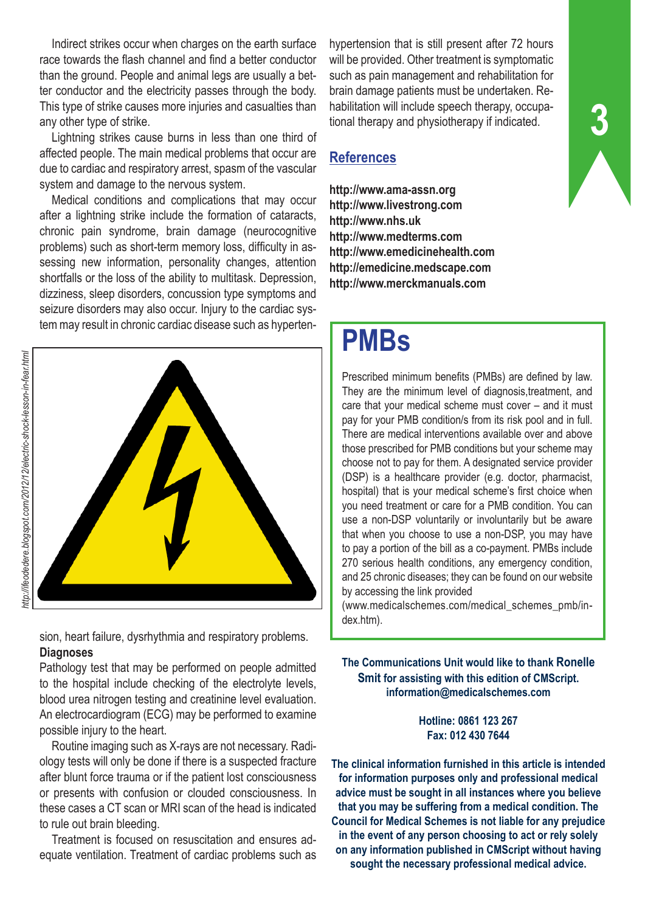Indirect strikes occur when charges on the earth surface race towards the flash channel and find a better conductor than the ground. People and animal legs are usually a better conductor and the electricity passes through the body. This type of strike causes more injuries and casualties than any other type of strike.

Lightning strikes cause burns in less than one third of affected people. The main medical problems that occur are due to cardiac and respiratory arrest, spasm of the vascular system and damage to the nervous system.

Medical conditions and complications that may occur after a lightning strike include the formation of cataracts, chronic pain syndrome, brain damage (neurocognitive problems) such as short-term memory loss, difficulty in assessing new information, personality changes, attention shortfalls or the loss of the ability to multitask. Depression, dizziness, sleep disorders, concussion type symptoms and seizure disorders may also occur. Injury to the cardiac system may result in chronic cardiac disease such as hypertension, heart failure, dysrhythmia and respiratory problems.

http://lifeodedere.blogspot.com/2012/12/electric-shock-lesson-in-fear.html

**Diagnoses**

Pathology test that may be performed on people admitted to the hospital include checking of the electrolyte levels, blood urea nitrogen testing and creatinine level evaluation. An electrocardiogram (ECG) may be performed to examine possible injury to the heart.

Routine imaging such as X-rays are not necessary. Radiology tests will only be done if there is a suspected fracture after blunt force trauma or if the patient lost consciousness or presents with confusion or clouded consciousness. In these cases a CT scan or MRI scan of the head is indicated to rule out brain bleeding.

Treatment is focused on resuscitation and ensures adequate ventilation. Treatment of cardiac problems such as hypertension that is still present after 72 hours will be provided. Other treatment is symptomatic such as pain management and rehabilitation for brain damage patients must be undertaken. Rehabilitation will include speech therapy, occupational therapy and physiotherapy if indicated.

## References

**http://www.ama-assn.org**
**http://www.livestrong.com**
**http://www.nhs.uk**
**http://www.medterms.com**
**http://www.emedicinehealth.com**
**http://emedicine.medscape.com**
**http://www.merckmanuals.com**

# PMBs

Prescribed minimum benefits (PMBs) are defined by law. They are the minimum level of diagnosis,treatment, and care that your medical scheme must cover – and it must pay for your PMB condition/s from its risk pool and in full. There are medical interventions available over and above those prescribed for PMB conditions but your scheme may choose not to pay for them. A designated service provider (DSP) is a healthcare provider (e.g. doctor, pharmacist, hospital) that is your medical scheme's first choice when you need treatment or care for a PMB condition. You can use a non-DSP voluntarily or involuntarily but be aware that when you choose to use a non-DSP, you may have to pay a portion of the bill as a co-payment. PMBs include 270 serious health conditions, any emergency condition, and 25 chronic diseases; they can be found on our website by accessing the link provided (www.medicalschemes.com/medical_schemes_pmb/index.htm).

**The Communications Unit would like to thank Ronelle Smit for assisting with this edition of CMScript.**
**information@medicalschemes.com**

**Hotline: 0861 123 267**
**Fax: 012 430 7644**

**The clinical information furnished in this article is intended for information purposes only and professional medical advice must be sought in all instances where you believe that you may be suffering from a medical condition. The Council for Medical Schemes is not liable for any prejudice in the event of any person choosing to act or rely solely on any information published in CMScript without having sought the necessary professional medical advice.**